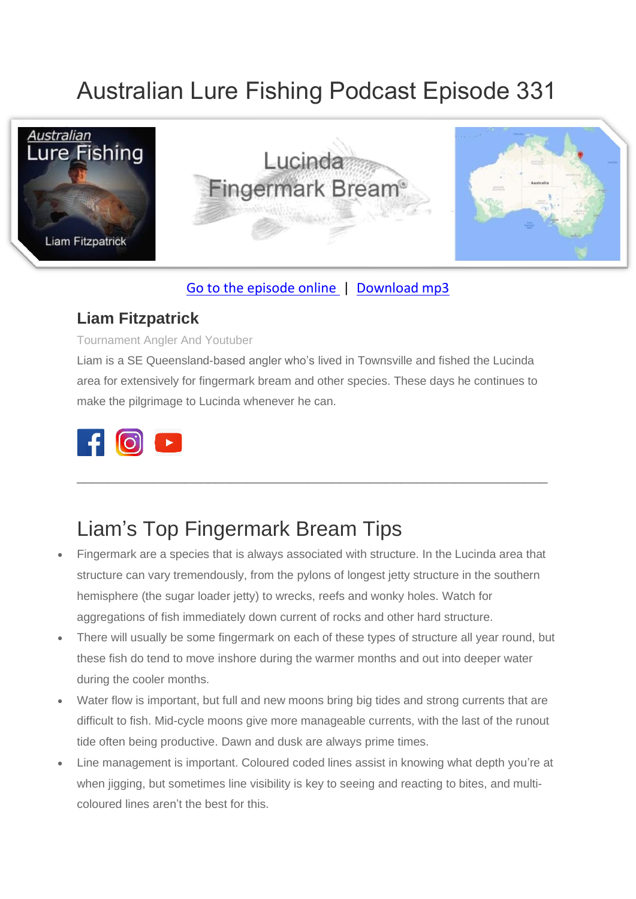# Australian Lure Fishing Podcast Episode 331

Go to the episode online | Download mp3

### Liam Fitzpatrick

Tournament Angler And Youtuber

Liam is a SE Queensland-based angler who's lived in Townsville and fished the Lucinda area for extensively for fingermark bream and other species. These days he continues to make the pilgrimage to Lucinda whenever he can.

---

## Liam's Top Fingermark Bream Tips

- Fingermark are a species that is always associated with structure. In the Lucinda area that structure can vary tremendously, from the pylons of longest jetty structure in the southern hemisphere (the sugar loader jetty) to wrecks, reefs and wonky holes. Watch for aggregations of fish immediately down current of rocks and other hard structure.
- There will usually be some fingermark on each of these types of structure all year round, but these fish do tend to move inshore during the warmer months and out into deeper water during the cooler months.
- Water flow is important, but full and new moons bring big tides and strong currents that are difficult to fish. Mid-cycle moons give more manageable currents, with the last of the runout tide often being productive. Dawn and dusk are always prime times.
- Line management is important. Coloured coded lines assist in knowing what depth you're at when jigging, but sometimes line visibility is key to seeing and reacting to bites, and multi-coloured lines aren't the best for this.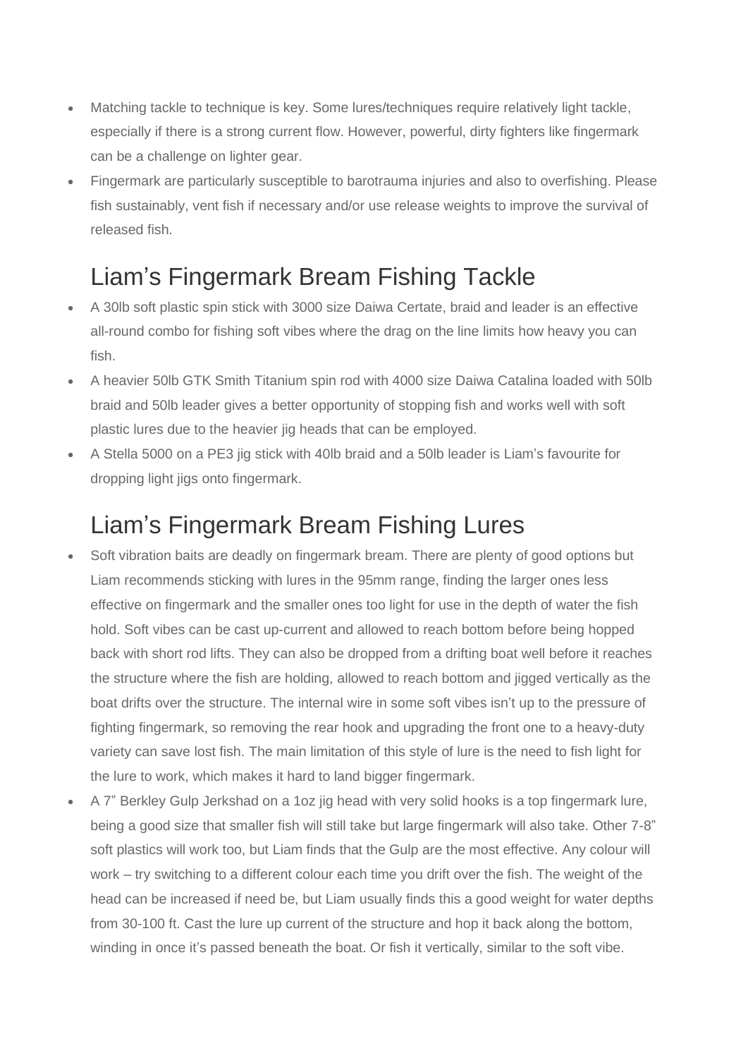- Matching tackle to technique is key. Some lures/techniques require relatively light tackle, especially if there is a strong current flow. However, powerful, dirty fighters like fingermark can be a challenge on lighter gear.
- Fingermark are particularly susceptible to barotrauma injuries and also to overfishing. Please fish sustainably, vent fish if necessary and/or use release weights to improve the survival of released fish.

## Liam’s Fingermark Bream Fishing Tackle

- A 30lb soft plastic spin stick with 3000 size Daiwa Certate, braid and leader is an effective all-round combo for fishing soft vibes where the drag on the line limits how heavy you can fish.
- A heavier 50lb GTK Smith Titanium spin rod with 4000 size Daiwa Catalina loaded with 50lb braid and 50lb leader gives a better opportunity of stopping fish and works well with soft plastic lures due to the heavier jig heads that can be employed.
- A Stella 5000 on a PE3 jig stick with 40lb braid and a 50lb leader is Liam’s favourite for dropping light jigs onto fingermark.

## Liam’s Fingermark Bream Fishing Lures

- Soft vibration baits are deadly on fingermark bream. There are plenty of good options but Liam recommends sticking with lures in the 95mm range, finding the larger ones less effective on fingermark and the smaller ones too light for use in the depth of water the fish hold. Soft vibes can be cast up-current and allowed to reach bottom before being hopped back with short rod lifts. They can also be dropped from a drifting boat well before it reaches the structure where the fish are holding, allowed to reach bottom and jigged vertically as the boat drifts over the structure. The internal wire in some soft vibes isn’t up to the pressure of fighting fingermark, so removing the rear hook and upgrading the front one to a heavy-duty variety can save lost fish. The main limitation of this style of lure is the need to fish light for the lure to work, which makes it hard to land bigger fingermark.
- A 7” Berkley Gulp Jerkshad on a 1oz jig head with very solid hooks is a top fingermark lure, being a good size that smaller fish will still take but large fingermark will also take. Other 7-8” soft plastics will work too, but Liam finds that the Gulp are the most effective. Any colour will work – try switching to a different colour each time you drift over the fish. The weight of the head can be increased if need be, but Liam usually finds this a good weight for water depths from 30-100 ft. Cast the lure up current of the structure and hop it back along the bottom, winding in once it’s passed beneath the boat. Or fish it vertically, similar to the soft vibe.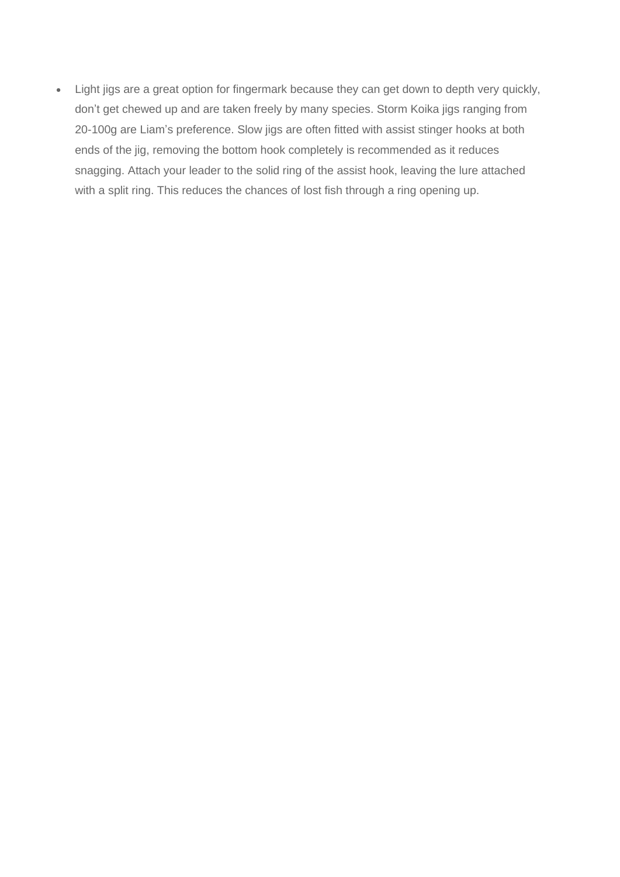- Light jigs are a great option for fingermark because they can get down to depth very quickly, don't get chewed up and are taken freely by many species. Storm Koika jigs ranging from 20-100g are Liam's preference. Slow jigs are often fitted with assist stinger hooks at both ends of the jig, removing the bottom hook completely is recommended as it reduces snagging. Attach your leader to the solid ring of the assist hook, leaving the lure attached with a split ring. This reduces the chances of lost fish through a ring opening up.